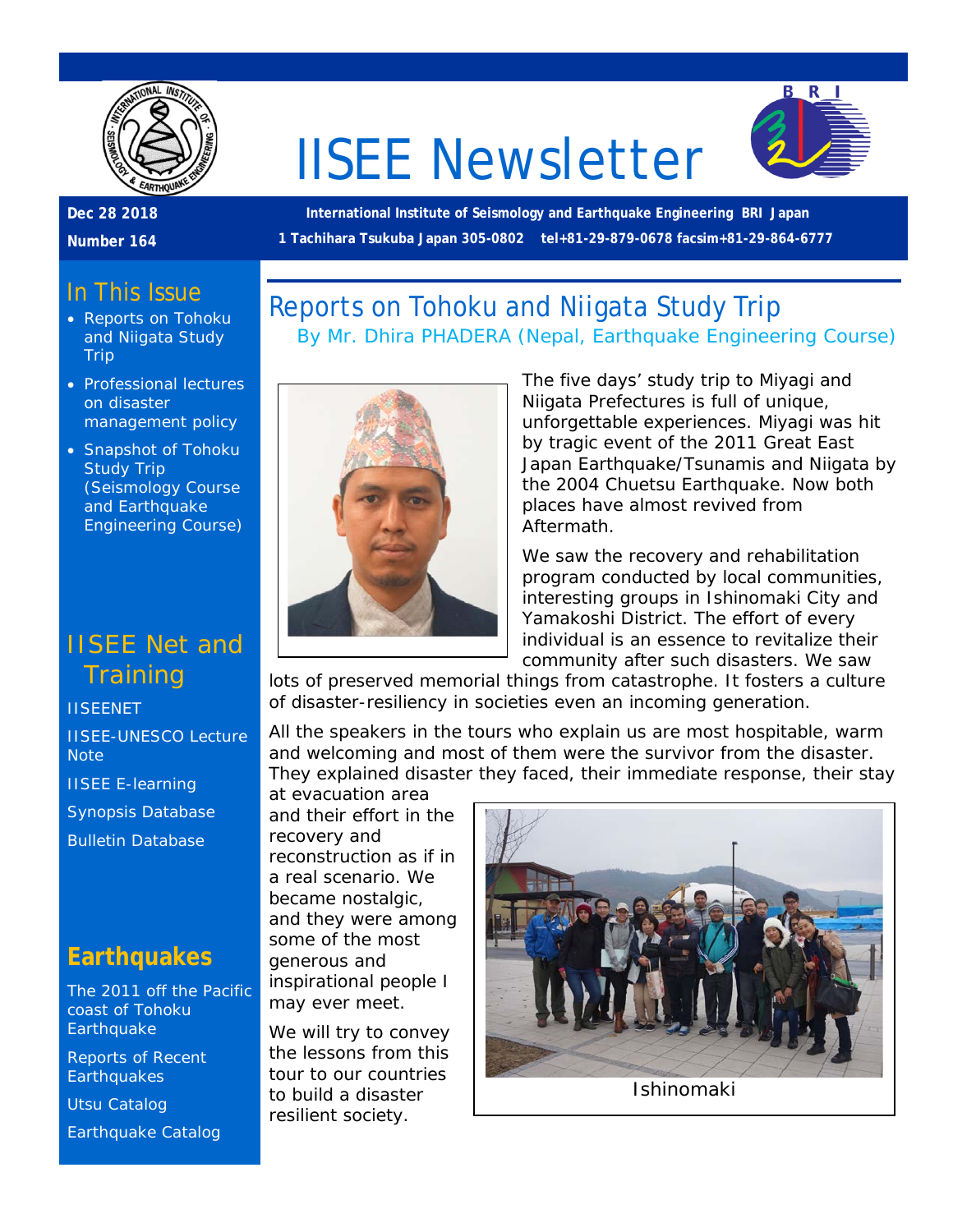# IISEE Newsletter

**Dec 28 2018**

**Number 164**

**International Institute of Seismology and Earthquake Engineering BRI Japan**

**1 Tachihara Tsukuba Japan 305-0802 tel+81-29-879-0678 facsim+81-29-864-6777**

## In This Issue

- Reports on Tohoku and Niigata Study Trip
- Professional lectures on disaster management policy
- Snapshot of Tohoku Study Trip (Seismology Course and Earthquake Engineering Course)

## IISEE Net and Training

IISEENET

IISEE-UNESCO Lecture Note

IISEE E-learning

Synopsis Database

Bulletin Database

## Earthquakes

The 2011 off the Pacific coast of Tohoku Earthquake

Reports of Recent Earthquakes

Utsu Catalog

Earthquake Catalog

## Reports on Tohoku and Niigata Study Trip

By Mr. Dhira PHADERA (Nepal, Earthquake Engineering Course)

The five days' study trip to Miyagi and Niigata Prefectures is full of unique, unforgettable experiences. Miyagi was hit by tragic event of the 2011 Great East Japan Earthquake/Tsunamis and Niigata by the 2004 Chuetsu Earthquake. Now both places have almost revived from Aftermath.

We saw the recovery and rehabilitation program conducted by local communities, interesting groups in Ishinomaki City and Yamakoshi District. The effort of every individual is an essence to revitalize their community after such disasters. We saw lots of preserved memorial things from catastrophe. It fosters a culture of disaster-resiliency in societies even an incoming generation.

All the speakers in the tours who explain us are most hospitable, warm and welcoming and most of them were the survivor from the disaster. They explained disaster they faced, their immediate response, their stay at evacuation area and their effort in the recovery and reconstruction as if in a real scenario. We became nostalgic, and they were among some of the most generous and inspirational people I may ever meet.

We will try to convey the lessons from this tour to our countries to build a disaster resilient society.

Ishinomaki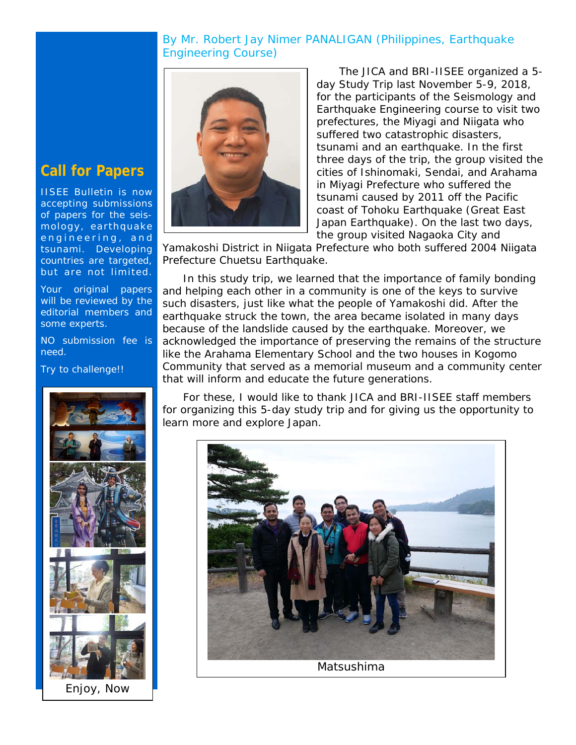By Mr. Robert Jay Nimer PANALIGAN (Philippines, Earthquake Engineering Course)

The JICA and BRI-IISEE organized a 5-day Study Trip last November 5-9, 2018, for the participants of the Seismology and Earthquake Engineering course to visit two prefectures, the Miyagi and Niigata who suffered two catastrophic disasters, tsunami and an earthquake. In the first three days of the trip, the group visited the cities of Ishinomaki, Sendai, and Arahama in Miyagi Prefecture who suffered the tsunami caused by 2011 off the Pacific coast of Tohoku Earthquake (Great East Japan Earthquake). On the last two days, the group visited Nagaoka City and Yamakoshi District in Niigata Prefecture who both suffered 2004 Niigata Prefecture Chuetsu Earthquake.

In this study trip, we learned that the importance of family bonding and helping each other in a community is one of the keys to survive such disasters, just like what the people of Yamakoshi did. After the earthquake struck the town, the area became isolated in many days because of the landslide caused by the earthquake. Moreover, we acknowledged the importance of preserving the remains of the structure like the Arahama Elementary School and the two houses in Kogomo Community that served as a memorial museum and a community center that will inform and educate the future generations.

For these, I would like to thank JICA and BRI-IISEE staff members for organizing this 5-day study trip and for giving us the opportunity to learn more and explore Japan.

Matsushima

## Call for Papers

IISEE Bulletin is now accepting submissions of papers for the seismology, earthquake engineering, and tsunami. Developing countries are targeted, but are not limited.

Your original papers will be reviewed by the editorial members and some experts.

NO submission fee is need.

Try to challenge!!

Enjoy, Now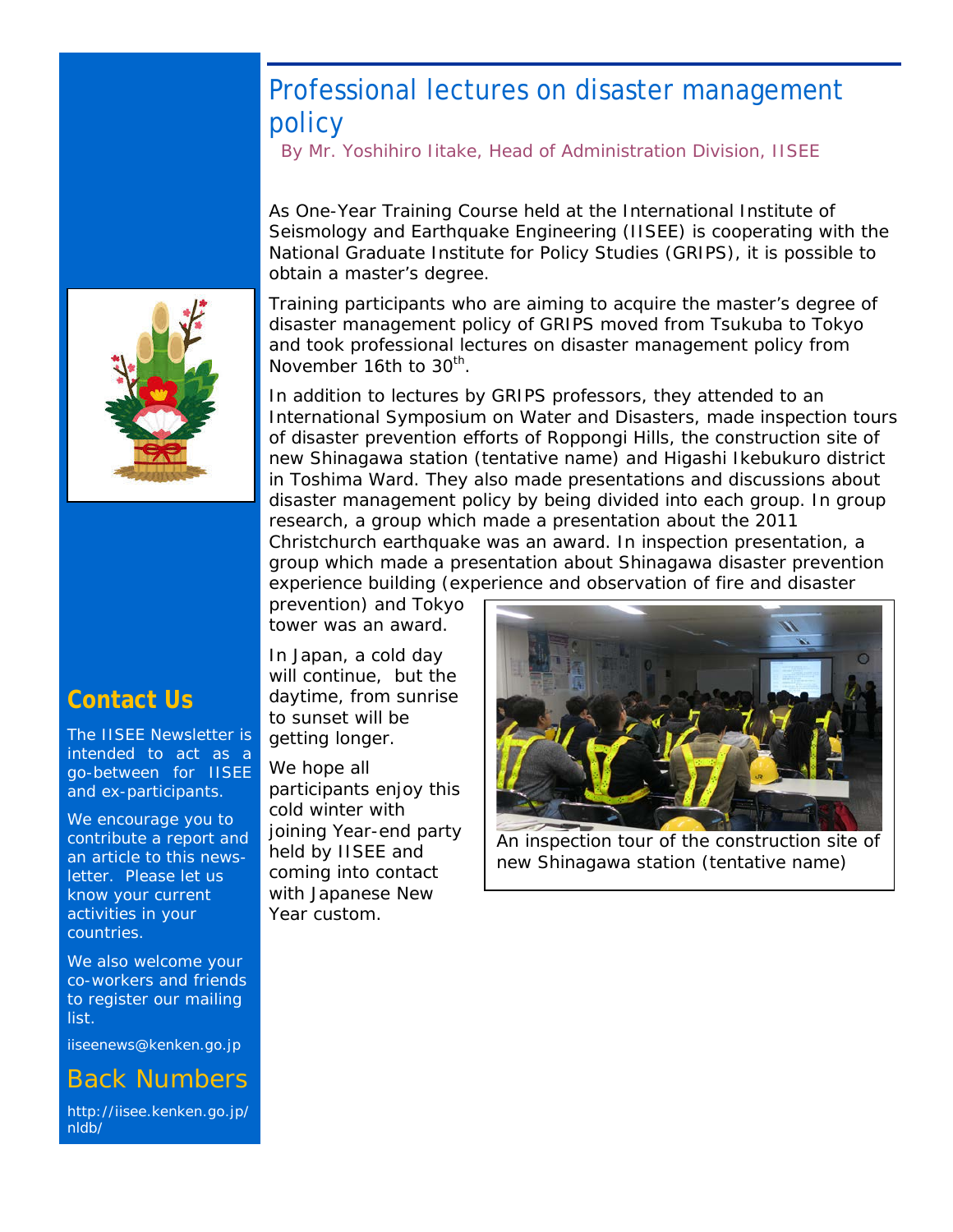# Professional lectures on disaster management policy

By Mr. Yoshihiro Iitake, Head of Administration Division, IISEE

As One-Year Training Course held at the International Institute of Seismology and Earthquake Engineering (IISEE) is cooperating with the National Graduate Institute for Policy Studies (GRIPS), it is possible to obtain a master's degree.

Training participants who are aiming to acquire the master's degree of disaster management policy of GRIPS moved from Tsukuba to Tokyo and took professional lectures on disaster management policy from November 16th to 30th.

In addition to lectures by GRIPS professors, they attended to an International Symposium on Water and Disasters, made inspection tours of disaster prevention efforts of Roppongi Hills, the construction site of new Shinagawa station (tentative name) and Higashi Ikebukuro district in Toshima Ward. They also made presentations and discussions about disaster management policy by being divided into each group. In group research, a group which made a presentation about the 2011 Christchurch earthquake was an award. In inspection presentation, a group which made a presentation about Shinagawa disaster prevention experience building (experience and observation of fire and disaster prevention) and Tokyo tower was an award.

In Japan, a cold day will continue, but the daytime, from sunrise to sunset will be getting longer.

We hope all participants enjoy this cold winter with joining Year-end party held by IISEE and coming into contact with Japanese New Year custom.

An inspection tour of the construction site of new Shinagawa station (tentative name)

## Contact Us

The IISEE Newsletter is intended to act as a go-between for IISEE and ex-participants.

We encourage you to contribute a report and an article to this newsletter. Please let us know your current activities in your countries.

We also welcome your co-workers and friends to register our mailing list.

iiseenews@kenken.go.jp

## Back Numbers

http://iisee.kenken.go.jp/nldb/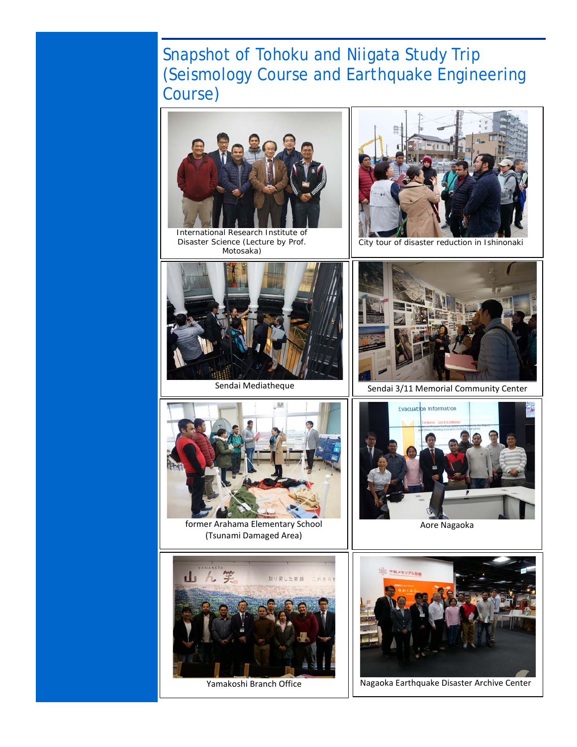# Snapshot of Tohoku and Niigata Study Trip (Seismology Course and Earthquake Engineering Course)

International Research Institute of Disaster Science (Lecture by Prof. Motosaka)

City tour of disaster reduction in Ishinonaki

Sendai Mediatheque

Sendai 3/11 Memorial Community Center

former Arahama Elementary School (Tsunami Damaged Area)

Aore Nagaoka

Yamakoshi Branch Office

Nagaoka Earthquake Disaster Archive Center